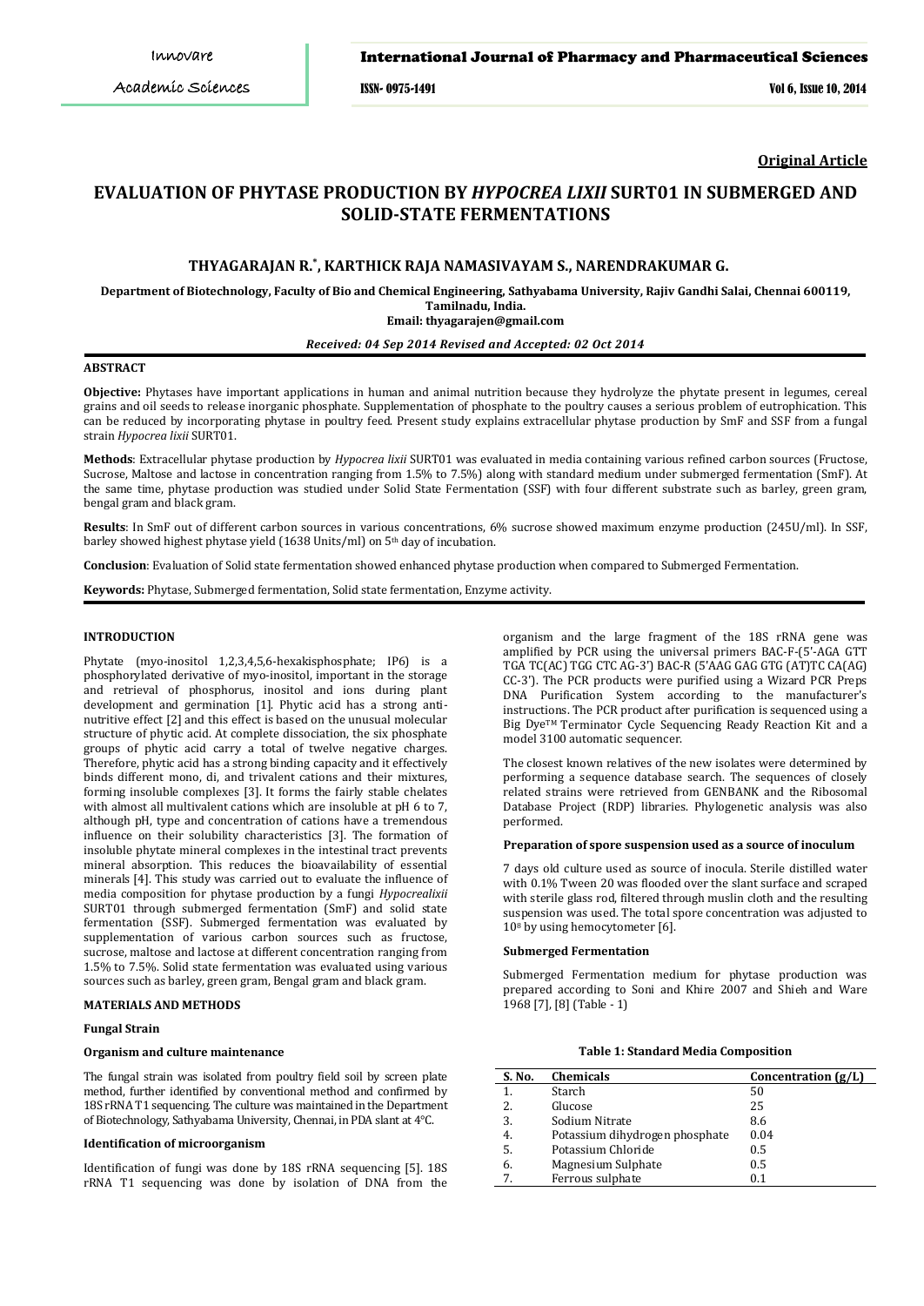**Original Article**

# EVALUATION OF PHYTASE PRODUCTION BY *HYPOCREA LIXII* SURT01 IN SUBMERGED AND SOLID-STATE FERMENTATIONS

**THYAGARAJAN R.*, KARTHICK RAJA NAMASIVAYAM S., NARENDRAKUMAR G.**

**Department of Biotechnology, Faculty of Bio and Chemical Engineering, Sathyabama University, Rajiv Gandhi Salai, Chennai 600119, Tamilnadu, India.**
**Email: thyagarajen@gmail.com**

*Received: 04 Sep 2014 Revised and Accepted: 02 Oct 2014*

## ABSTRACT

**Objective:** Phytases have important applications in human and animal nutrition because they hydrolyze the phytate present in legumes, cereal grains and oil seeds to release inorganic phosphate. Supplementation of phosphate to the poultry causes a serious problem of eutrophication. This can be reduced by incorporating phytase in poultry feed. Present study explains extracellular phytase production by SmF and SSF from a fungal strain *Hypocrea lixii* SURT01.

**Methods**: Extracellular phytase production by *Hypocrea lixii* SURT01 was evaluated in media containing various refined carbon sources (Fructose, Sucrose, Maltose and lactose in concentration ranging from 1.5% to 7.5%) along with standard medium under submerged fermentation (SmF). At the same time, phytase production was studied under Solid State Fermentation (SSF) with four different substrate such as barley, green gram, bengal gram and black gram.

**Results**: In SmF out of different carbon sources in various concentrations, 6% sucrose showed maximum enzyme production (245U/ml). In SSF, barley showed highest phytase yield (1638 Units/ml) on 5th day of incubation.

**Conclusion**: Evaluation of Solid state fermentation showed enhanced phytase production when compared to Submerged Fermentation.

**Keywords:** Phytase, Submerged fermentation, Solid state fermentation, Enzyme activity.

## INTRODUCTION

Phytate (myo-inositol 1,2,3,4,5,6-hexakisphosphate; IP6) is a phosphorylated derivative of myo-inositol, important in the storage and retrieval of phosphorus, inositol and ions during plant development and germination [1]. Phytic acid has a strong anti-nutritive effect [2] and this effect is based on the unusual molecular structure of phytic acid. At complete dissociation, the six phosphate groups of phytic acid carry a total of twelve negative charges. Therefore, phytic acid has a strong binding capacity and it effectively binds different mono, di, and trivalent cations and their mixtures, forming insoluble complexes [3]. It forms the fairly stable chelates with almost all multivalent cations which are insoluble at pH 6 to 7, although pH, type and concentration of cations have a tremendous influence on their solubility characteristics [3]. The formation of insoluble phytate mineral complexes in the intestinal tract prevents mineral absorption. This reduces the bioavailability of essential minerals [4]. This study was carried out to evaluate the influence of media composition for phytase production by a fungi *Hypocrealixii* SURT01 through submerged fermentation (SmF) and solid state fermentation (SSF). Submerged fermentation was evaluated by supplementation of various carbon sources such as fructose, sucrose, maltose and lactose at different concentration ranging from 1.5% to 7.5%. Solid state fermentation was evaluated using various sources such as barley, green gram, Bengal gram and black gram.

## MATERIALS AND METHODS

### Fungal Strain

### Organism and culture maintenance

The fungal strain was isolated from poultry field soil by screen plate method, further identified by conventional method and confirmed by 18S rRNA T1 sequencing. The culture was maintained in the Department of Biotechnology, Sathyabama University, Chennai, in PDA slant at 4°C.

### Identification of microorganism

Identification of fungi was done by 18S rRNA sequencing [5]. 18S rRNA T1 sequencing was done by isolation of DNA from the organism and the large fragment of the 18S rRNA gene was amplified by PCR using the universal primers BAC-F-(5'-AGA GTT TGA TC(AC) TGG CTC AG-3') BAC-R (5'AAG GAG GTG (AT)TC CA(AG) CC-3'). The PCR products were purified using a Wizard PCR Preps DNA Purification System according to the manufacturer's instructions. The PCR product after purification is sequenced using a Big Dye™ Terminator Cycle Sequencing Ready Reaction Kit and a model 3100 automatic sequencer.

The closest known relatives of the new isolates were determined by performing a sequence database search. The sequences of closely related strains were retrieved from GENBANK and the Ribosomal Database Project (RDP) libraries. Phylogenetic analysis was also performed.

### Preparation of spore suspension used as a source of inoculum

7 days old culture used as source of inocula. Sterile distilled water with 0.1% Tween 20 was flooded over the slant surface and scraped with sterile glass rod, filtered through muslin cloth and the resulting suspension was used. The total spore concentration was adjusted to $10^8$ by using hemocytometer [6].

### Submerged Fermentation

Submerged Fermentation medium for phytase production was prepared according to Soni and Khire 2007 and Shieh and Ware 1968 [7], [8] (Table - 1)

**Table 1: Standard Media Composition**

| S. No. | Chemicals | Concentration (g/L) |
|---|---|---|
| 1. | Starch | 50 |
| 2. | Glucose | 25 |
| 3. | Sodium Nitrate | 8.6 |
| 4. | Potassium dihydrogen phosphate | 0.04 |
| 5. | Potassium Chloride | 0.5 |
| 6. | Magnesium Sulphate | 0.5 |
| 7. | Ferrous sulphate | 0.1 |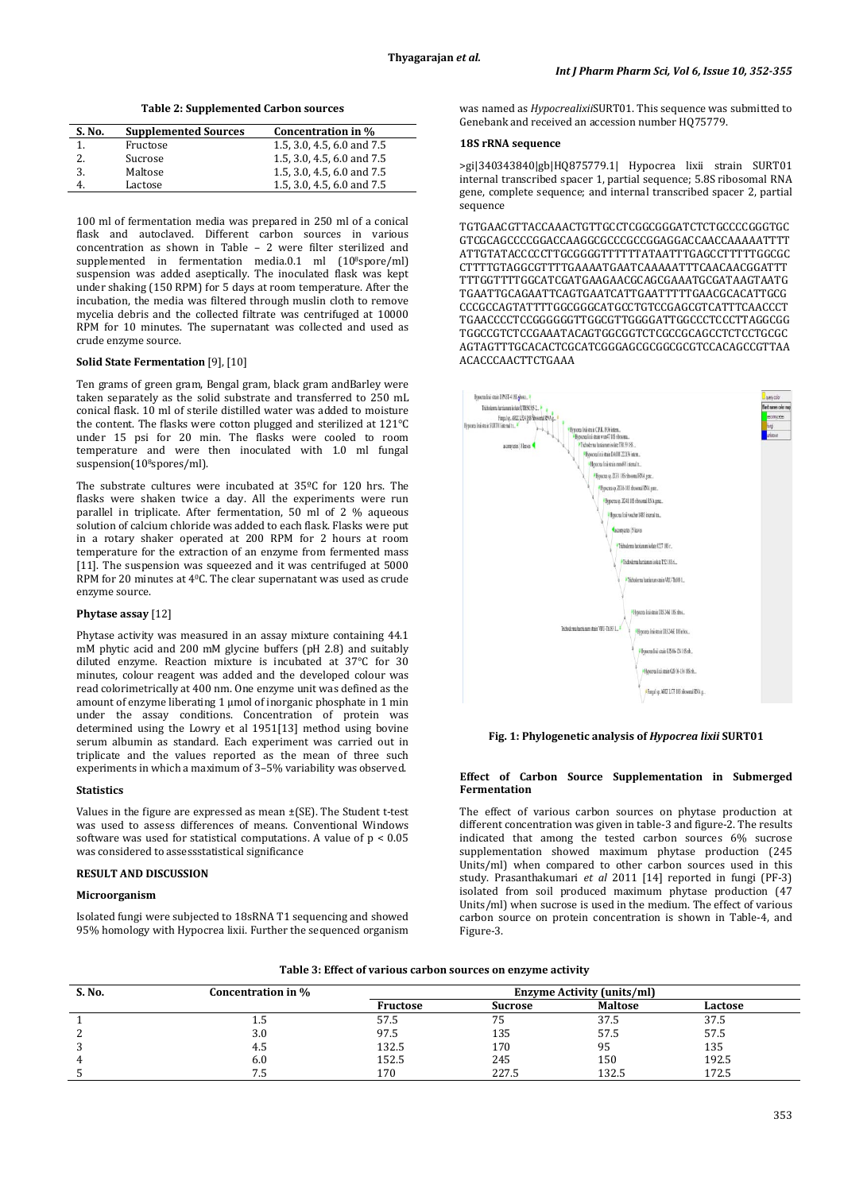**Table 2: Supplemented Carbon sources**

| S. No. | Supplemented Sources | Concentration in % |
|---|---|---|
| 1. | Fructose | 1.5, 3.0, 4.5, 6.0 and 7.5 |
| 2. | Sucrose | 1.5, 3.0, 4.5, 6.0 and 7.5 |
| 3. | Maltose | 1.5, 3.0, 4.5, 6.0 and 7.5 |
| 4. | Lactose | 1.5, 3.0, 4.5, 6.0 and 7.5 |

100 ml of fermentation media was prepared in 250 ml of a conical flask and autoclaved. Different carbon sources in various concentration as shown in Table – 2 were filter sterilized and supplemented in fermentation media.0.1 ml ($10^8$spore/ml) suspension was added aseptically. The inoculated flask was kept under shaking (150 RPM) for 5 days at room temperature. After the incubation, the media was filtered through muslin cloth to remove mycelia debris and the collected filtrate was centrifuged at 10000 RPM for 10 minutes. The supernatant was collected and used as crude enzyme source.

### Solid State Fermentation [9], [10]

Ten grams of green gram, Bengal gram, black gram andBarley were taken separately as the solid substrate and transferred to 250 mL conical flask. 10 ml of sterile distilled water was added to moisture the content. The flasks were cotton plugged and sterilized at 121°C under 15 psi for 20 min. The flasks were cooled to room temperature and were then inoculated with 1.0 ml fungal suspension($10^8$spores/ml).

The substrate cultures were incubated at 35ºC for 120 hrs. The flasks were shaken twice a day. All the experiments were run parallel in triplicate. After fermentation, 50 ml of 2 % aqueous solution of calcium chloride was added to each flask. Flasks were put in a rotary shaker operated at 200 RPM for 2 hours at room temperature for the extraction of an enzyme from fermented mass [11]. The suspension was squeezed and it was centrifuged at 5000 RPM for 20 minutes at 4ºC. The clear supernatant was used as crude enzyme source.

### Phytase assay [12]

Phytase activity was measured in an assay mixture containing 44.1 mM phytic acid and 200 mM glycine buffers (pH 2.8) and suitably diluted enzyme. Reaction mixture is incubated at 37°C for 30 minutes, colour reagent was added and the developed colour was read colorimetrically at 400 nm. One enzyme unit was defined as the amount of enzyme liberating 1 µmol of inorganic phosphate in 1 min under the assay conditions. Concentration of protein was determined using the Lowry et al 1951[13] method using bovine serum albumin as standard. Each experiment was carried out in triplicate and the values reported as the mean of three such experiments in which a maximum of 3–5% variability was observed.

### Statistics

Values in the figure are expressed as mean ±(SE). The Student t-test was used to assess differences of means. Conventional Windows software was used for statistical computations. A value of $p < 0.05$ was considered to assessstatistical significance

## RESULT AND DISCUSSION

### Microorganism

Isolated fungi were subjected to 18sRNA T1 sequencing and showed 95% homology with Hypocrea lixii. Further the sequenced organism was named as *Hypocrealixii*SURT01. This sequence was submitted to Genebank and received an accession number HQ75779.

### 18S rRNA sequence

>gi|340343840|gb|HQ875779.1| Hypocrea lixii strain SURT01 internal transcribed spacer 1, partial sequence; 5.8S ribosomal RNA gene, complete sequence; and internal transcribed spacer 2, partial sequence

TGTGAACGTTACCAAACTGTTGCCTCGGCGGGATCTCTGCCCCGGGTGC GTCGCAGCCCCGGACCAAGGCGCCCGCCGGAGGACCAACCAAAAATTTT ATTGTATACCCCCTTGCGGGGTTTTTTATAATTTGAGCCTTTTTGGCGC CTTTTGTAGGCGTTTTGAAAATGAATCAAAAATTTCAACAACGGATTT TTTGGTTTTGGCATCGATGAAGAACGCAGCGAAATGCGATAAGTAATG TGAATTGCAGAATTCAGTGAATCATTGAATTTTTGAACGCACATTGCG CCCGCCAGTATTTTGGCGGGCATGCCTGTCCGAGCGTCATTTCAACCCT TGAACCCCTCGGGGGGTTGGCGTTGGGGATTGGCCCTCCCTTAGGCGG TGGCCGTCTCCGAAATACAGTGGCGGTCTCGCCGCAGCCTCTCCTGCGC AGTAGTTTGCACACTCGCATCGGGAGCGCGGCGCGTCCACAGCCGTTAA ACACCCAACTTCTGAAA

Fig. 1: Phylogenetic analysis of *Hypocrea lixii* SURT01

### Effect of Carbon Source Supplementation in Submerged Fermentation

The effect of various carbon sources on phytase production at different concentration was given in table-3 and figure-2. The results indicated that among the tested carbon sources 6% sucrose supplementation showed maximum phytase production (245 Units/ml) when compared to other carbon sources used in this study. Prasanthakumari *et al* 2011 [14] reported in fungi (PF-3) isolated from soil produced maximum phytase production (47 Units/ml) when sucrose is used in the medium. The effect of various carbon source on protein concentration is shown in Table-4, and Figure-3.

**Table 3: Effect of various carbon sources on enzyme activity**

| S. No. | Concentration in % | Enzyme Activity (units/ml) | | | |
|---|---|---|---|---|---|
| | | Fructose | Sucrose | Maltose | Lactose |
| 1 | 1.5 | 57.5 | 75 | 37.5 | 37.5 |
| 2 | 3.0 | 97.5 | 135 | 57.5 | 57.5 |
| 3 | 4.5 | 132.5 | 170 | 95 | 135 |
| 4 | 6.0 | 152.5 | 245 | 150 | 192.5 |
| 5 | 7.5 | 170 | 227.5 | 132.5 | 172.5 |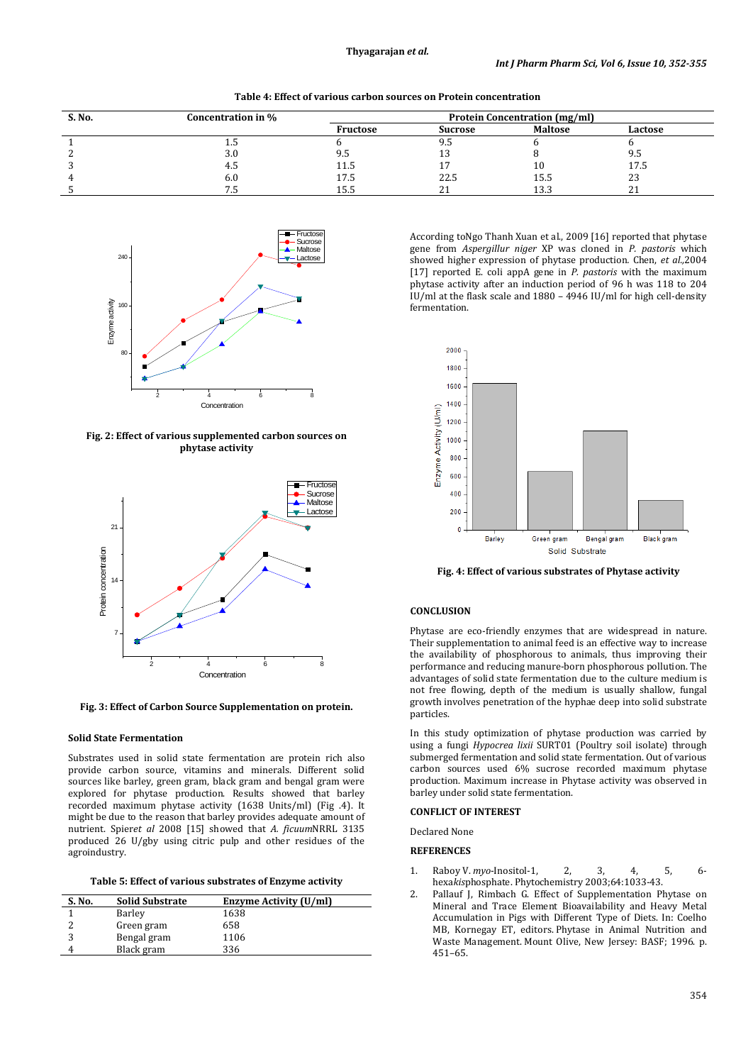Table 4: Effect of various carbon sources on Protein concentration

| S. No. | Concentration in % | Protein Concentration (mg/ml) | | | |
|---|---|---|---|---|---|
| | | Fructose | Sucrose | Maltose | Lactose |
| 1 | 1.5 | 6 | 9.5 | 6 | 6 |
| 2 | 3.0 | 9.5 | 13 | 8 | 9.5 |
| 3 | 4.5 | 11.5 | 17 | 10 | 17.5 |
| 4 | 6.0 | 17.5 | 22.5 | 15.5 | 23 |
| 5 | 7.5 | 15.5 | 21 | 13.3 | 21 |

Fig. 2: Effect of various supplemented carbon sources on phytase activity

Fig. 3: Effect of Carbon Source Supplementation on protein.

### Solid State Fermentation

Substrates used in solid state fermentation are protein rich also provide carbon source, vitamins and minerals. Different solid sources like barley, green gram, black gram and bengal gram were explored for phytase production. Results showed that barley recorded maximum phytase activity (1638 Units/ml) (Fig .4). It might be due to the reason that barley provides adequate amount of nutrient. Spier*et al* 2008 [15] showed that *A. ficuum*NRRL 3135 produced 26 U/gby using citric pulp and other residues of the agroindustry.

Table 5: Effect of various substrates of Enzyme activity

| S. No. | Solid Substrate | Enzyme Activity (U/ml) |
|---|---|---|
| 1 | Barley | 1638 |
| 2 | Green gram | 658 |
| 3 | Bengal gram | 1106 |
| 4 | Black gram | 336 |

According toNgo Thanh Xuan et al., 2009 [16] reported that phytase gene from *Aspergillur niger* XP was cloned in *P. pastoris* which showed higher expression of phytase production. Chen, *et al.*,2004 [17] reported E. coli appA gene in *P. pastoris* with the maximum phytase activity after an induction period of 96 h was 118 to 204 IU/ml at the flask scale and 1880 – 4946 IU/ml for high cell-density fermentation.

Fig. 4: Effect of various substrates of Phytase activity

## CONCLUSION

Phytase are eco-friendly enzymes that are widespread in nature. Their supplementation to animal feed is an effective way to increase the availability of phosphorous to animals, thus improving their performance and reducing manure-born phosphorous pollution. The advantages of solid state fermentation due to the culture medium is not free flowing, depth of the medium is usually shallow, fungal growth involves penetration of the hyphae deep into solid substrate particles.

In this study optimization of phytase production was carried by using a fungi *Hypocrea lixii* SURT01 (Poultry soil isolate) through submerged fermentation and solid state fermentation. Out of various carbon sources used 6% sucrose recorded maximum phytase production. Maximum increase in Phytase activity was observed in barley under solid state fermentation.

## CONFLICT OF INTEREST

Declared None

## REFERENCES

1. Raboy V. *myo*-Inositol-1, 2, 3, 4, 5, 6-hexa*kis*phosphate. Phytochemistry 2003;64:1033-43.
2. Pallauf J, Rimbach G. Effect of Supplementation Phytase on Mineral and Trace Element Bioavailability and Heavy Metal Accumulation in Pigs with Different Type of Diets. In: Coelho MB, Kornegay ET, editors. Phytase in Animal Nutrition and Waste Management. Mount Olive, New Jersey: BASF; 1996. p. 451–65.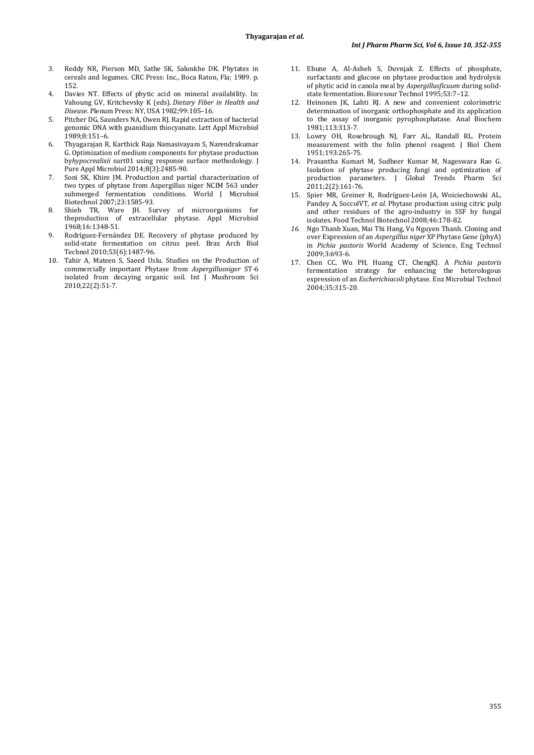3. Reddy NR, Pierson MD, Sathe SK, Salunkhe DK. Phytates in cereals and legumes. CRC Press: Inc., Boca Raton, Fla; 1989. p. 152.
4. Davies NT. Effects of phytic acid on mineral availability. In: Vahoung GV, Kritchevsky K (eds). *Dietary Fiber in Health and Disease*. Plenum Press: NY, USA 1982;99:105–16.
5. Pitcher DG, Saunders NA, Owen RJ. Rapid extraction of bacterial genomic DNA with guanidium thiocyanate. Lett Appl Microbiol 1989;8:151–6.
6. Thyagarajan R, Karthick Raja Namasivayam S, Narendrakumar G. Optimization of medium components for phytase production by*hypocrealixii* surt01 using response surface methodology. J Pure Appl Microbiol 2014;8(3):2485-90.
7. Soni SK, Khire JM. Production and partial characterization of two types of phytase from Aspergillus niger NCIM 563 under submerged fermentation conditions. World J Microbiol Biotechnol 2007;23:1585-93.
8. Shieh TR, Ware JH. Survey of microorganisms for theproduction of extracellular phytase. Appl Microbiol 1968;16:1348-51.
9. Rodríguez-Fernández DE. Recovery of phytase produced by solid-state fermentation on citrus peel. Braz Arch Biol Technol 2010;53(6):1487-96.
10. Tahir A, Mateen S, Saeed Uslu. Studies on the Production of commercially important Phytase from *Aspergillusniger* ST-6 isolated from decaying organic soil. Int J Mushroom Sci 2010;22(2):51-7.
11. Ebune A, Al-Asheh S, Duvnjak Z. Effects of phosphate, surfactants and glucose on phytase production and hydrolysis of phytic acid in canola meal by *Aspergillusficuum* during solid-state fermentation. Bioresour Technol 1995;53:7–12.
12. Heinonen JK, Lahti RJ. A new and convenient colorimetric determination of inorganic orthophosphate and its application to the assay of inorganic pyrophosphatase. Anal Biochem 1981;113:313-7.
13. Lowry OH, Rosebrough NJ, Farr AL, Randall RL. Protein measurement with the folin phenol reagent. J Biol Chem 1951;193:265-75.
14. Prasantha Kumari M, Sudheer Kumar M, Nageswara Rao G. Isolation of phytase producing fungi and optimization of production parameters. J Global Trends Pharm Sci 2011;2(2):161-76.
15. Spier MR, Greiner R, Rodríguez-León JA, Woiciechowski AL, Pandey A, SoccolVT, *et al*. Phytase production using citric pulp and other residues of the agro-industry in SSF by fungal isolates. Food Technol Biotechnol 2008;46:178-82.
16. Ngo Thanh Xuan, Mai Thi Hang, Vu Nguyen Thanh. Cloning and over Expression of an *Aspergillus niger* XP Phytase Gene (phyA) in *Pichia pastoris* World Academy of Science, Eng Technol 2009;3:693-6.
17. Chen CC, Wu PH, Huang CT, ChengKJ. A *Pichia pastoris* fermentation strategy for enhancing the heterologous expression of an *Escherichiacoli* phytase. Enz Microbial Technol 2004;35:315-20.